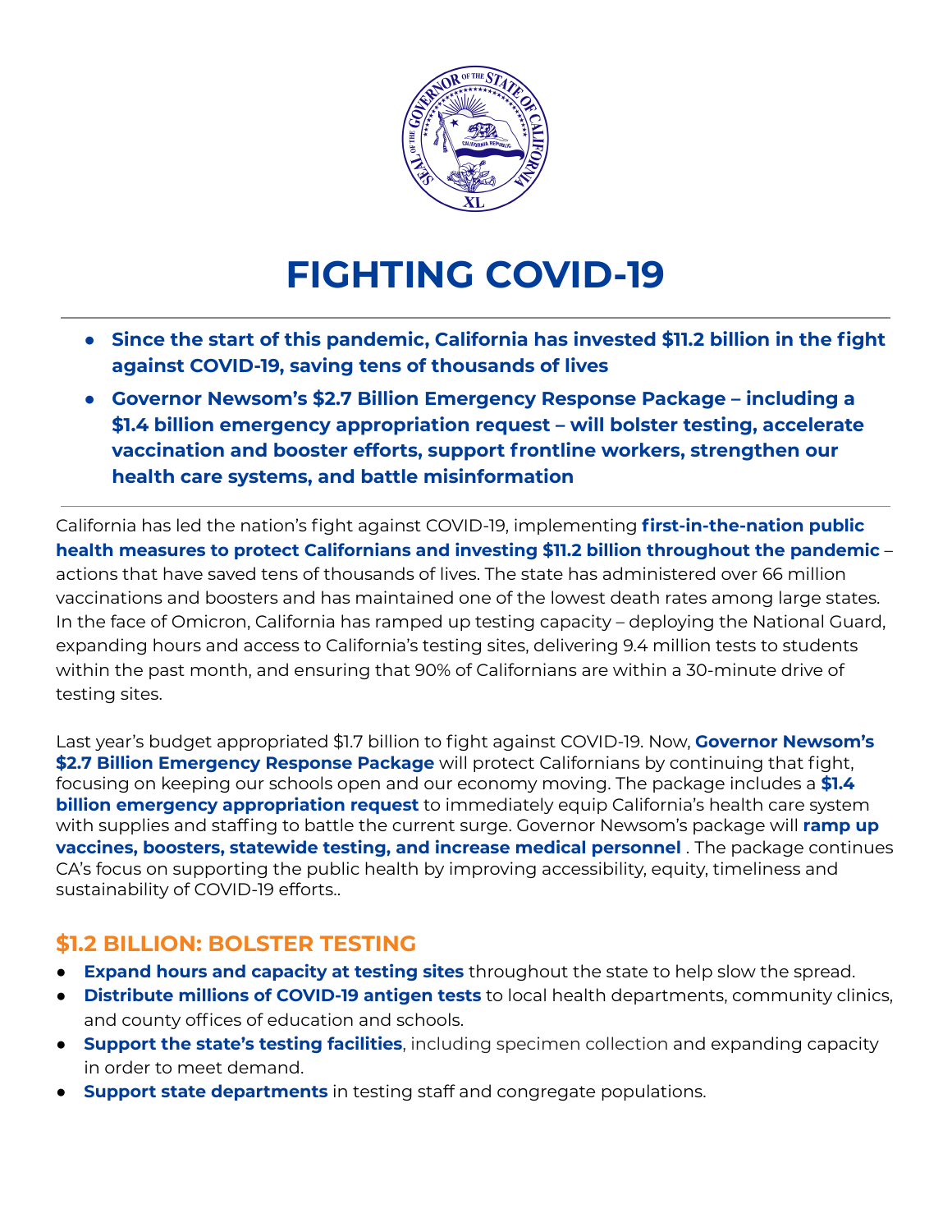# FIGHTING COVID-19

- **Since the start of this pandemic, California has invested $11.2 billion in the fight against COVID-19, saving tens of thousands of lives**
- **Governor Newsom's $2.7 Billion Emergency Response Package – including a $1.4 billion emergency appropriation request – will bolster testing, accelerate vaccination and booster efforts, support frontline workers, strengthen our health care systems, and battle misinformation**

California has led the nation's fight against COVID-19, implementing **first-in-the-nation public health measures to protect Californians and investing $11.2 billion throughout the pandemic** – actions that have saved tens of thousands of lives. The state has administered over 66 million vaccinations and boosters and has maintained one of the lowest death rates among large states. In the face of Omicron, California has ramped up testing capacity – deploying the National Guard, expanding hours and access to California's testing sites, delivering 9.4 million tests to students within the past month, and ensuring that 90% of Californians are within a 30-minute drive of testing sites.

Last year's budget appropriated $1.7 billion to fight against COVID-19. Now, **Governor Newsom's $2.7 Billion Emergency Response Package** will protect Californians by continuing that fight, focusing on keeping our schools open and our economy moving. The package includes a **$1.4 billion emergency appropriation request** to immediately equip California's health care system with supplies and staffing to battle the current surge. Governor Newsom's package will **ramp up vaccines, boosters, statewide testing, and increase medical personnel** . The package continues CA's focus on supporting the public health by improving accessibility, equity, timeliness and sustainability of COVID-19 efforts..

## $1.2 BILLION: BOLSTER TESTING

- **Expand hours and capacity at testing sites** throughout the state to help slow the spread.
- **Distribute millions of COVID-19 antigen tests** to local health departments, community clinics, and county offices of education and schools.
- **Support the state's testing facilities**, including specimen collection and expanding capacity in order to meet demand.
- **Support state departments** in testing staff and congregate populations.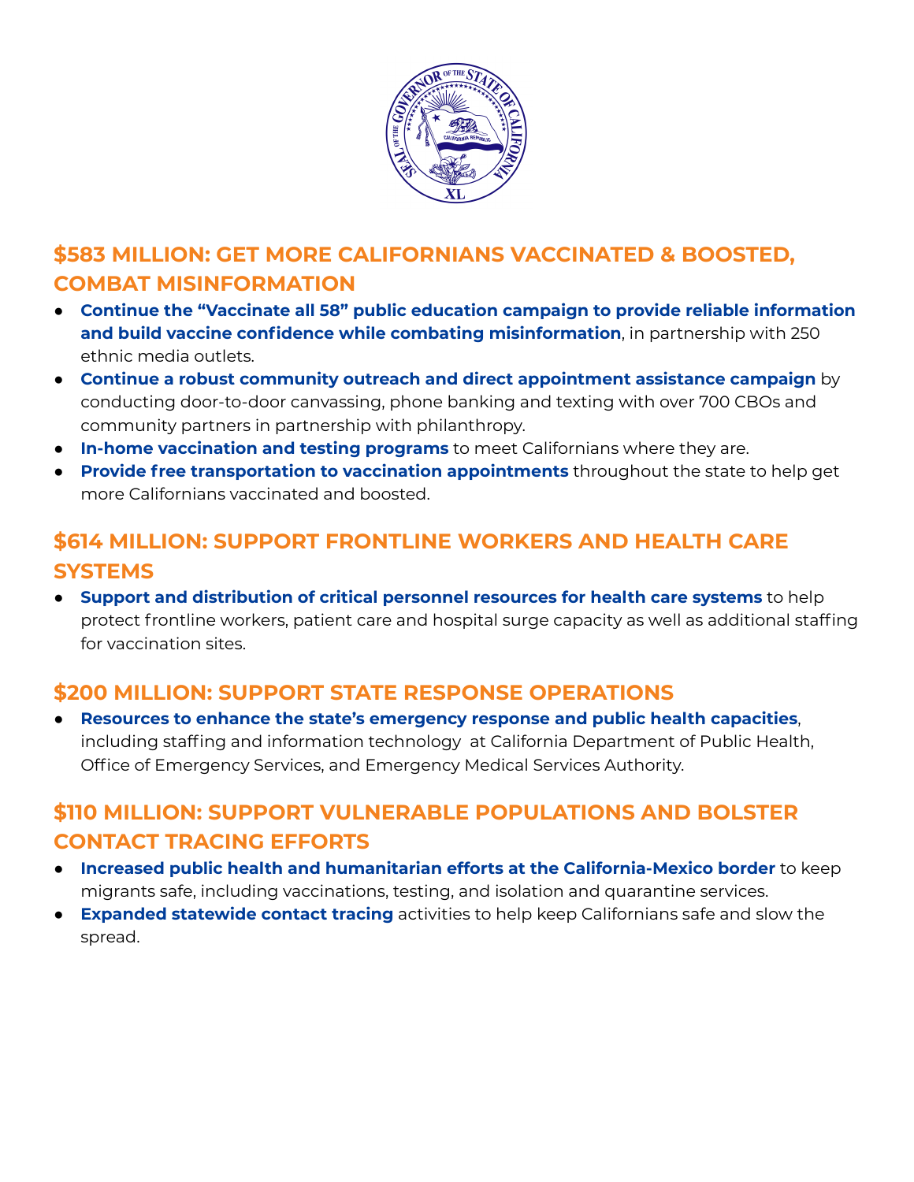## $583 MILLION: GET MORE CALIFORNIANS VACCINATED & BOOSTED, COMBAT MISINFORMATION

- **Continue the "Vaccinate all 58" public education campaign to provide reliable information and build vaccine confidence while combating misinformation**, in partnership with 250 ethnic media outlets.
- **Continue a robust community outreach and direct appointment assistance campaign** by conducting door-to-door canvassing, phone banking and texting with over 700 CBOs and community partners in partnership with philanthropy.
- **In-home vaccination and testing programs** to meet Californians where they are.
- **Provide free transportation to vaccination appointments** throughout the state to help get more Californians vaccinated and boosted.

## $614 MILLION: SUPPORT FRONTLINE WORKERS AND HEALTH CARE SYSTEMS

- **Support and distribution of critical personnel resources for health care systems** to help protect frontline workers, patient care and hospital surge capacity as well as additional staffing for vaccination sites.

## $200 MILLION: SUPPORT STATE RESPONSE OPERATIONS

- **Resources to enhance the state's emergency response and public health capacities**, including staffing and information technology at California Department of Public Health, Office of Emergency Services, and Emergency Medical Services Authority.

## $110 MILLION: SUPPORT VULNERABLE POPULATIONS AND BOLSTER CONTACT TRACING EFFORTS

- **Increased public health and humanitarian efforts at the California-Mexico border** to keep migrants safe, including vaccinations, testing, and isolation and quarantine services.
- **Expanded statewide contact tracing** activities to help keep Californians safe and slow the spread.